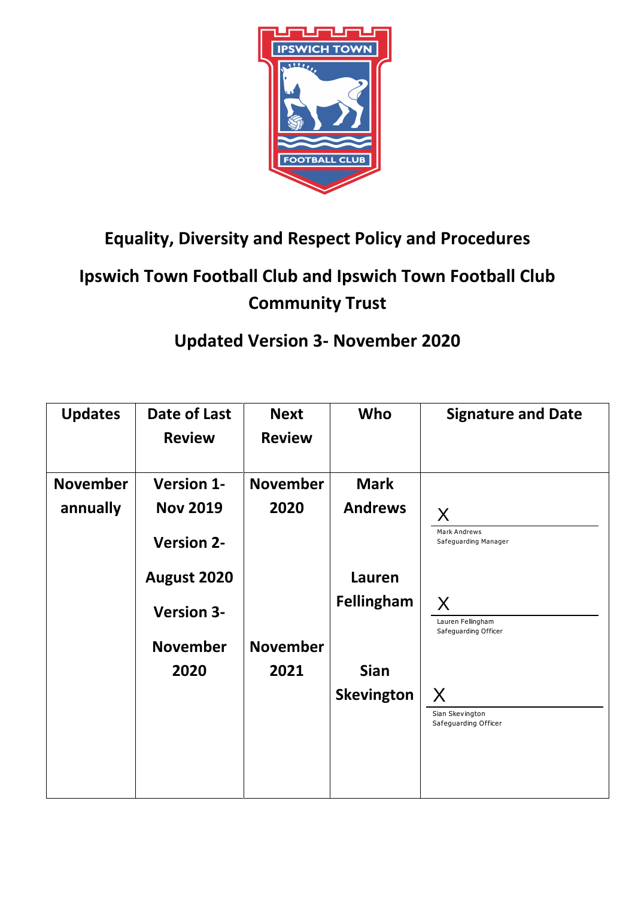# Equality, Diversity and Respect Policy and Procedures

## Ipswich Town Football Club and Ipswich Town Football Club Community Trust

## Updated Version 3- November 2020

| Updates | Date of Last Review | Next Review | Who | Signature and Date |
|---|---|---|---|---|
| November annually | Version 1- Nov 2019<br>Version 2- August 2020<br>Version 3- November 2020 | November 2020<br><br><br>November 2021 | Mark Andrews<br><br>Lauren Fellingham<br><br>Sian Skevington | X<br>Mark Andrews<br>Safeguarding Manager<br><br>X<br>Lauren Fellingham<br>Safeguarding Officer<br><br>X<br>Sian Skevington<br>Safeguarding Officer |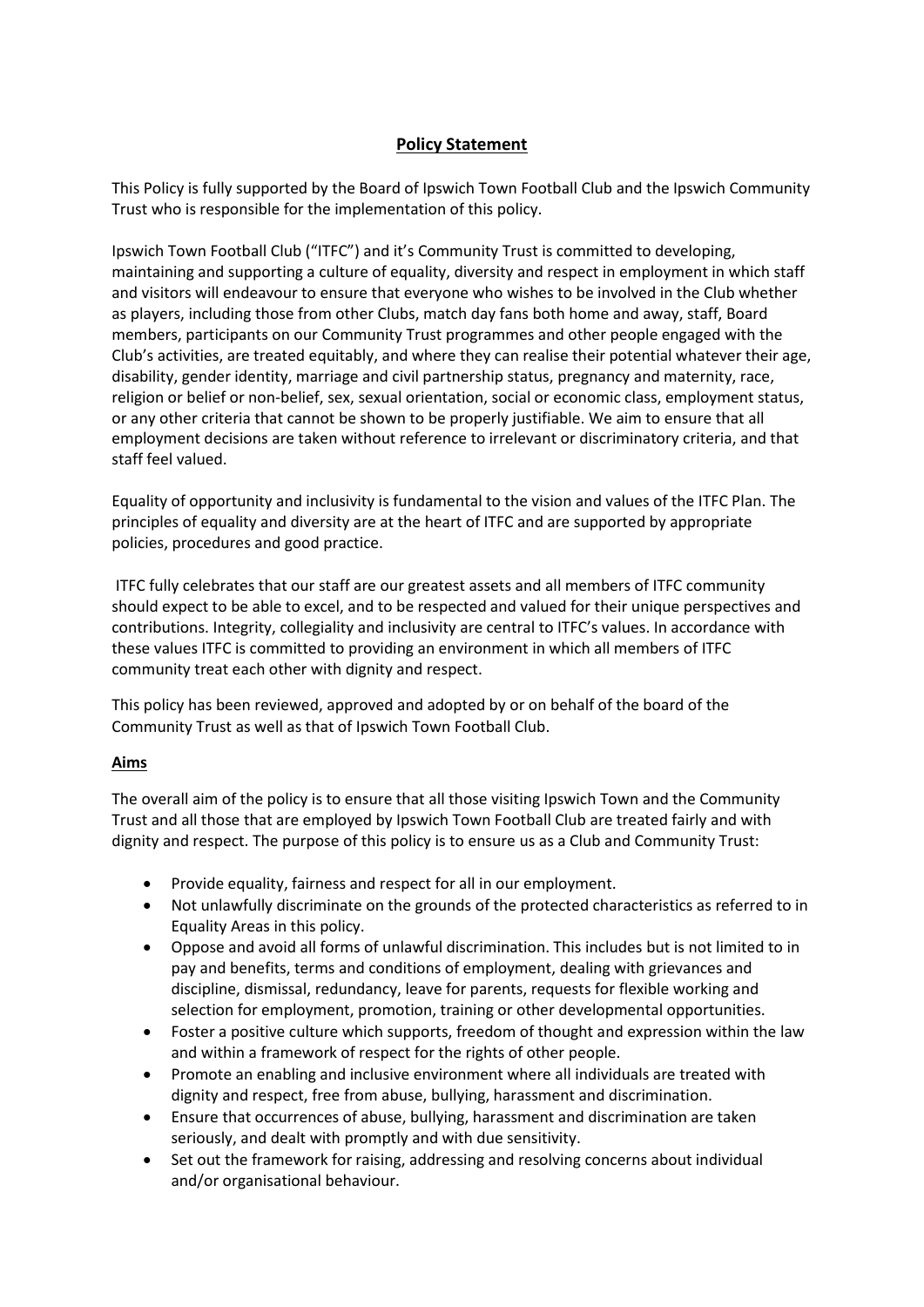## Policy Statement

This Policy is fully supported by the Board of Ipswich Town Football Club and the Ipswich Community Trust who is responsible for the implementation of this policy.

Ipswich Town Football Club ("ITFC") and it's Community Trust is committed to developing, maintaining and supporting a culture of equality, diversity and respect in employment in which staff and visitors will endeavour to ensure that everyone who wishes to be involved in the Club whether as players, including those from other Clubs, match day fans both home and away, staff, Board members, participants on our Community Trust programmes and other people engaged with the Club's activities, are treated equitably, and where they can realise their potential whatever their age, disability, gender identity, marriage and civil partnership status, pregnancy and maternity, race, religion or belief or non-belief, sex, sexual orientation, social or economic class, employment status, or any other criteria that cannot be shown to be properly justifiable. We aim to ensure that all employment decisions are taken without reference to irrelevant or discriminatory criteria, and that staff feel valued.

Equality of opportunity and inclusivity is fundamental to the vision and values of the ITFC Plan. The principles of equality and diversity are at the heart of ITFC and are supported by appropriate policies, procedures and good practice.

ITFC fully celebrates that our staff are our greatest assets and all members of ITFC community should expect to be able to excel, and to be respected and valued for their unique perspectives and contributions. Integrity, collegiality and inclusivity are central to ITFC's values. In accordance with these values ITFC is committed to providing an environment in which all members of ITFC community treat each other with dignity and respect.

This policy has been reviewed, approved and adopted by or on behalf of the board of the Community Trust as well as that of Ipswich Town Football Club.

### Aims

The overall aim of the policy is to ensure that all those visiting Ipswich Town and the Community Trust and all those that are employed by Ipswich Town Football Club are treated fairly and with dignity and respect. The purpose of this policy is to ensure us as a Club and Community Trust:

- Provide equality, fairness and respect for all in our employment.
- Not unlawfully discriminate on the grounds of the protected characteristics as referred to in Equality Areas in this policy.
- Oppose and avoid all forms of unlawful discrimination. This includes but is not limited to in pay and benefits, terms and conditions of employment, dealing with grievances and discipline, dismissal, redundancy, leave for parents, requests for flexible working and selection for employment, promotion, training or other developmental opportunities.
- Foster a positive culture which supports, freedom of thought and expression within the law and within a framework of respect for the rights of other people.
- Promote an enabling and inclusive environment where all individuals are treated with dignity and respect, free from abuse, bullying, harassment and discrimination.
- Ensure that occurrences of abuse, bullying, harassment and discrimination are taken seriously, and dealt with promptly and with due sensitivity.
- Set out the framework for raising, addressing and resolving concerns about individual and/or organisational behaviour.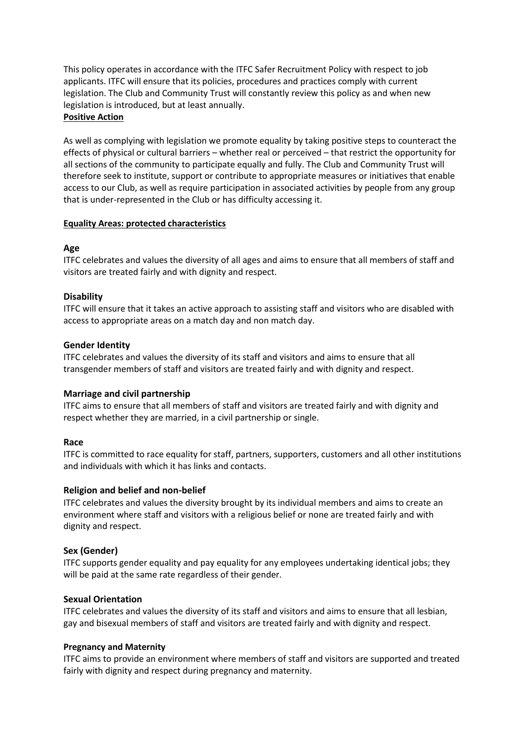This policy operates in accordance with the ITFC Safer Recruitment Policy with respect to job applicants. ITFC will ensure that its policies, procedures and practices comply with current legislation. The Club and Community Trust will constantly review this policy as and when new legislation is introduced, but at least annually.

## Positive Action

As well as complying with legislation we promote equality by taking positive steps to counteract the effects of physical or cultural barriers – whether real or perceived – that restrict the opportunity for all sections of the community to participate equally and fully. The Club and Community Trust will therefore seek to institute, support or contribute to appropriate measures or initiatives that enable access to our Club, as well as require participation in associated activities by people from any group that is under-represented in the Club or has difficulty accessing it.

## Equality Areas: protected characteristics

### Age

ITFC celebrates and values the diversity of all ages and aims to ensure that all members of staff and visitors are treated fairly and with dignity and respect.

### Disability

ITFC will ensure that it takes an active approach to assisting staff and visitors who are disabled with access to appropriate areas on a match day and non match day.

### Gender Identity

ITFC celebrates and values the diversity of its staff and visitors and aims to ensure that all transgender members of staff and visitors are treated fairly and with dignity and respect.

### Marriage and civil partnership

ITFC aims to ensure that all members of staff and visitors are treated fairly and with dignity and respect whether they are married, in a civil partnership or single.

### Race

ITFC is committed to race equality for staff, partners, supporters, customers and all other institutions and individuals with which it has links and contacts.

### Religion and belief and non-belief

ITFC celebrates and values the diversity brought by its individual members and aims to create an environment where staff and visitors with a religious belief or none are treated fairly and with dignity and respect.

### Sex (Gender)

ITFC supports gender equality and pay equality for any employees undertaking identical jobs; they will be paid at the same rate regardless of their gender.

### Sexual Orientation

ITFC celebrates and values the diversity of its staff and visitors and aims to ensure that all lesbian, gay and bisexual members of staff and visitors are treated fairly and with dignity and respect.

### Pregnancy and Maternity

ITFC aims to provide an environment where members of staff and visitors are supported and treated fairly with dignity and respect during pregnancy and maternity.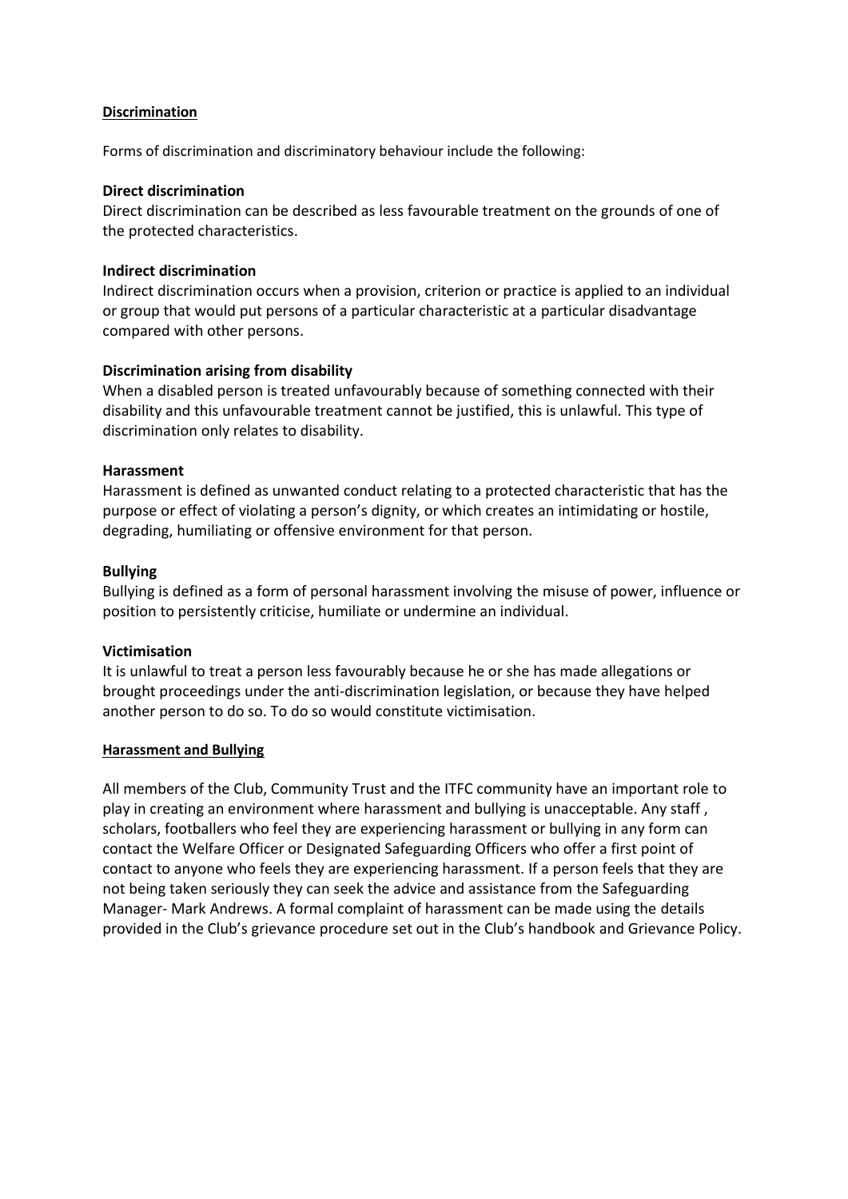## Discrimination

Forms of discrimination and discriminatory behaviour include the following:

### Direct discrimination

Direct discrimination can be described as less favourable treatment on the grounds of one of the protected characteristics.

### Indirect discrimination

Indirect discrimination occurs when a provision, criterion or practice is applied to an individual or group that would put persons of a particular characteristic at a particular disadvantage compared with other persons.

### Discrimination arising from disability

When a disabled person is treated unfavourably because of something connected with their disability and this unfavourable treatment cannot be justified, this is unlawful. This type of discrimination only relates to disability.

### Harassment

Harassment is defined as unwanted conduct relating to a protected characteristic that has the purpose or effect of violating a person's dignity, or which creates an intimidating or hostile, degrading, humiliating or offensive environment for that person.

### Bullying

Bullying is defined as a form of personal harassment involving the misuse of power, influence or position to persistently criticise, humiliate or undermine an individual.

### Victimisation

It is unlawful to treat a person less favourably because he or she has made allegations or brought proceedings under the anti-discrimination legislation, or because they have helped another person to do so. To do so would constitute victimisation.

## Harassment and Bullying

All members of the Club, Community Trust and the ITFC community have an important role to play in creating an environment where harassment and bullying is unacceptable. Any staff , scholars, footballers who feel they are experiencing harassment or bullying in any form can contact the Welfare Officer or Designated Safeguarding Officers who offer a first point of contact to anyone who feels they are experiencing harassment. If a person feels that they are not being taken seriously they can seek the advice and assistance from the Safeguarding Manager- Mark Andrews. A formal complaint of harassment can be made using the details provided in the Club's grievance procedure set out in the Club's handbook and Grievance Policy.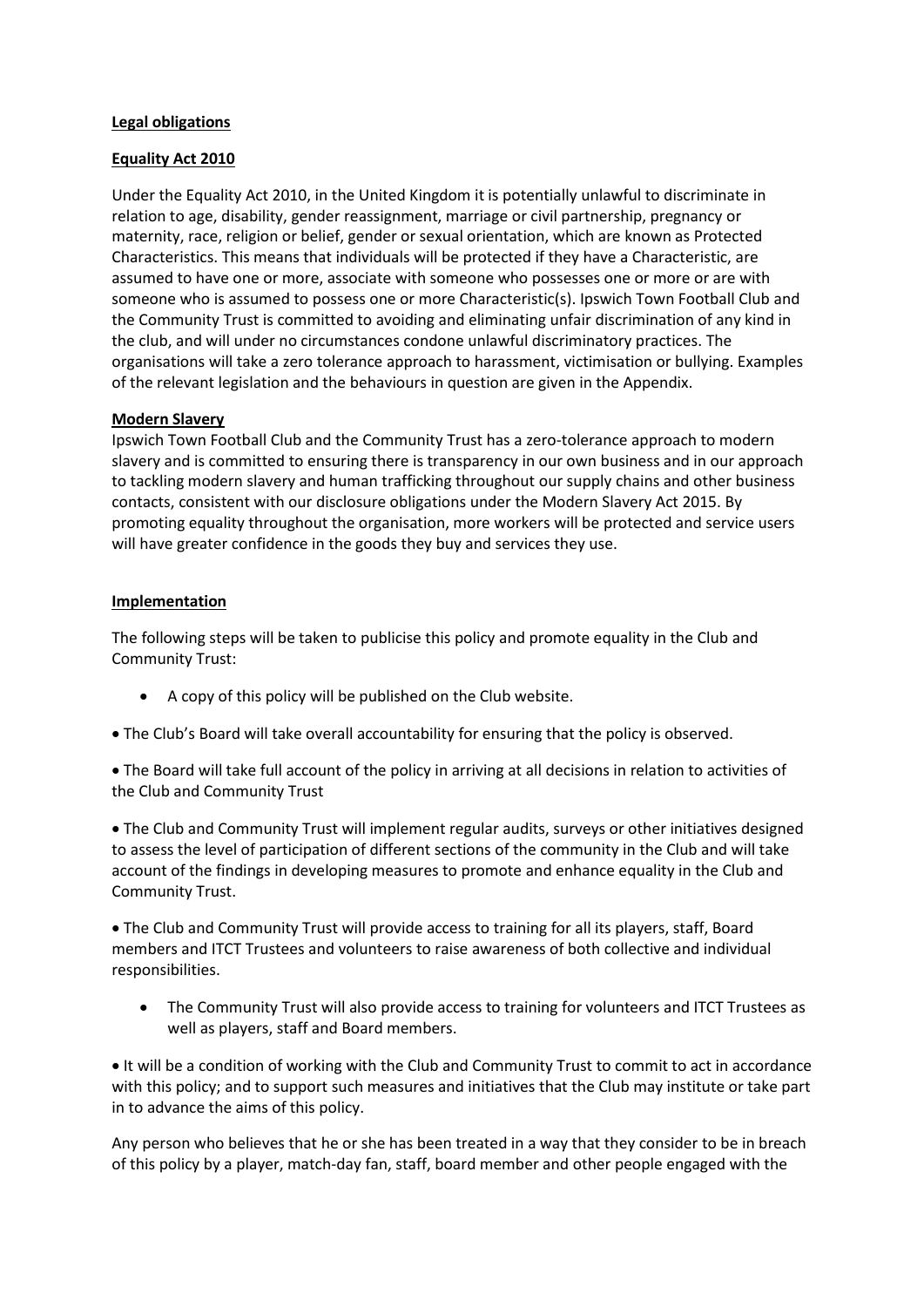**Legal obligations**

**Equality Act 2010**

Under the Equality Act 2010, in the United Kingdom it is potentially unlawful to discriminate in relation to age, disability, gender reassignment, marriage or civil partnership, pregnancy or maternity, race, religion or belief, gender or sexual orientation, which are known as Protected Characteristics. This means that individuals will be protected if they have a Characteristic, are assumed to have one or more, associate with someone who possesses one or more or are with someone who is assumed to possess one or more Characteristic(s). Ipswich Town Football Club and the Community Trust is committed to avoiding and eliminating unfair discrimination of any kind in the club, and will under no circumstances condone unlawful discriminatory practices. The organisations will take a zero tolerance approach to harassment, victimisation or bullying. Examples of the relevant legislation and the behaviours in question are given in the Appendix.

**Modern Slavery**

Ipswich Town Football Club and the Community Trust has a zero-tolerance approach to modern slavery and is committed to ensuring there is transparency in our own business and in our approach to tackling modern slavery and human trafficking throughout our supply chains and other business contacts, consistent with our disclosure obligations under the Modern Slavery Act 2015. By promoting equality throughout the organisation, more workers will be protected and service users will have greater confidence in the goods they buy and services they use.

**Implementation**

The following steps will be taken to publicise this policy and promote equality in the Club and Community Trust:

- A copy of this policy will be published on the Club website.
- The Club's Board will take overall accountability for ensuring that the policy is observed.
- The Board will take full account of the policy in arriving at all decisions in relation to activities of the Club and Community Trust
- The Club and Community Trust will implement regular audits, surveys or other initiatives designed to assess the level of participation of different sections of the community in the Club and will take account of the findings in developing measures to promote and enhance equality in the Club and Community Trust.
- The Club and Community Trust will provide access to training for all its players, staff, Board members and ITCT Trustees and volunteers to raise awareness of both collective and individual responsibilities.
- The Community Trust will also provide access to training for volunteers and ITCT Trustees as well as players, staff and Board members.
- It will be a condition of working with the Club and Community Trust to commit to act in accordance with this policy; and to support such measures and initiatives that the Club may institute or take part in to advance the aims of this policy.

Any person who believes that he or she has been treated in a way that they consider to be in breach of this policy by a player, match-day fan, staff, board member and other people engaged with the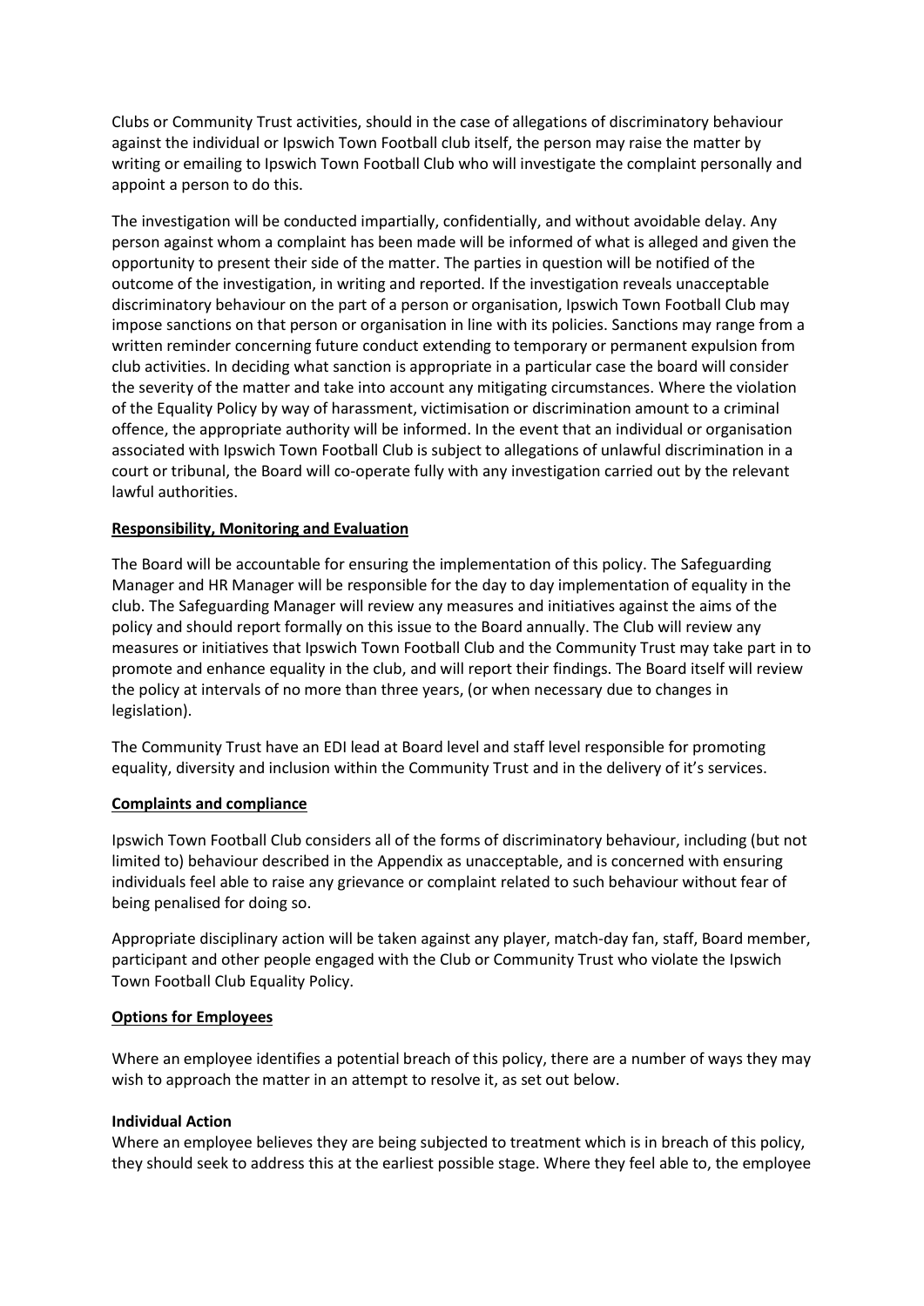Clubs or Community Trust activities, should in the case of allegations of discriminatory behaviour against the individual or Ipswich Town Football club itself, the person may raise the matter by writing or emailing to Ipswich Town Football Club who will investigate the complaint personally and appoint a person to do this.

The investigation will be conducted impartially, confidentially, and without avoidable delay. Any person against whom a complaint has been made will be informed of what is alleged and given the opportunity to present their side of the matter. The parties in question will be notified of the outcome of the investigation, in writing and reported. If the investigation reveals unacceptable discriminatory behaviour on the part of a person or organisation, Ipswich Town Football Club may impose sanctions on that person or organisation in line with its policies. Sanctions may range from a written reminder concerning future conduct extending to temporary or permanent expulsion from club activities. In deciding what sanction is appropriate in a particular case the board will consider the severity of the matter and take into account any mitigating circumstances. Where the violation of the Equality Policy by way of harassment, victimisation or discrimination amount to a criminal offence, the appropriate authority will be informed. In the event that an individual or organisation associated with Ipswich Town Football Club is subject to allegations of unlawful discrimination in a court or tribunal, the Board will co-operate fully with any investigation carried out by the relevant lawful authorities.

**Responsibility, Monitoring and Evaluation**

The Board will be accountable for ensuring the implementation of this policy. The Safeguarding Manager and HR Manager will be responsible for the day to day implementation of equality in the club. The Safeguarding Manager will review any measures and initiatives against the aims of the policy and should report formally on this issue to the Board annually. The Club will review any measures or initiatives that Ipswich Town Football Club and the Community Trust may take part in to promote and enhance equality in the club, and will report their findings. The Board itself will review the policy at intervals of no more than three years, (or when necessary due to changes in legislation).

The Community Trust have an EDI lead at Board level and staff level responsible for promoting equality, diversity and inclusion within the Community Trust and in the delivery of it's services.

**Complaints and compliance**

Ipswich Town Football Club considers all of the forms of discriminatory behaviour, including (but not limited to) behaviour described in the Appendix as unacceptable, and is concerned with ensuring individuals feel able to raise any grievance or complaint related to such behaviour without fear of being penalised for doing so.

Appropriate disciplinary action will be taken against any player, match-day fan, staff, Board member, participant and other people engaged with the Club or Community Trust who violate the Ipswich Town Football Club Equality Policy.

**Options for Employees**

Where an employee identifies a potential breach of this policy, there are a number of ways they may wish to approach the matter in an attempt to resolve it, as set out below.

**Individual Action**

Where an employee believes they are being subjected to treatment which is in breach of this policy, they should seek to address this at the earliest possible stage. Where they feel able to, the employee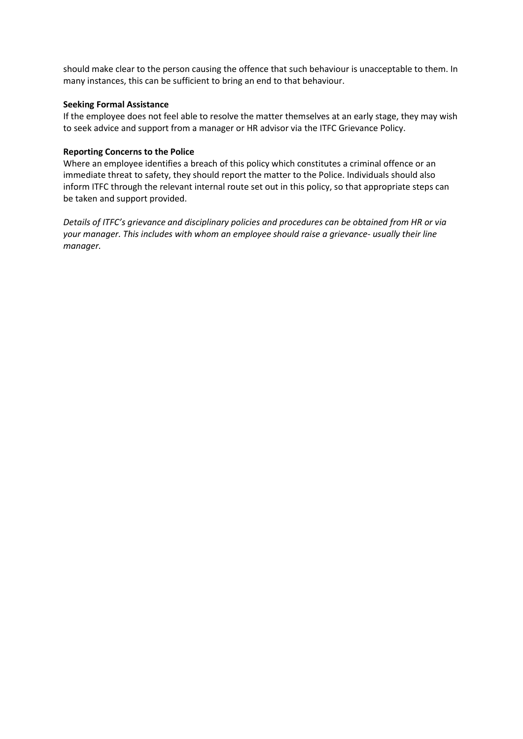should make clear to the person causing the offence that such behaviour is unacceptable to them. In many instances, this can be sufficient to bring an end to that behaviour.

**Seeking Formal Assistance**

If the employee does not feel able to resolve the matter themselves at an early stage, they may wish to seek advice and support from a manager or HR advisor via the ITFC Grievance Policy.

**Reporting Concerns to the Police**

Where an employee identifies a breach of this policy which constitutes a criminal offence or an immediate threat to safety, they should report the matter to the Police. Individuals should also inform ITFC through the relevant internal route set out in this policy, so that appropriate steps can be taken and support provided.

*Details of ITFC's grievance and disciplinary policies and procedures can be obtained from HR or via your manager. This includes with whom an employee should raise a grievance- usually their line manager.*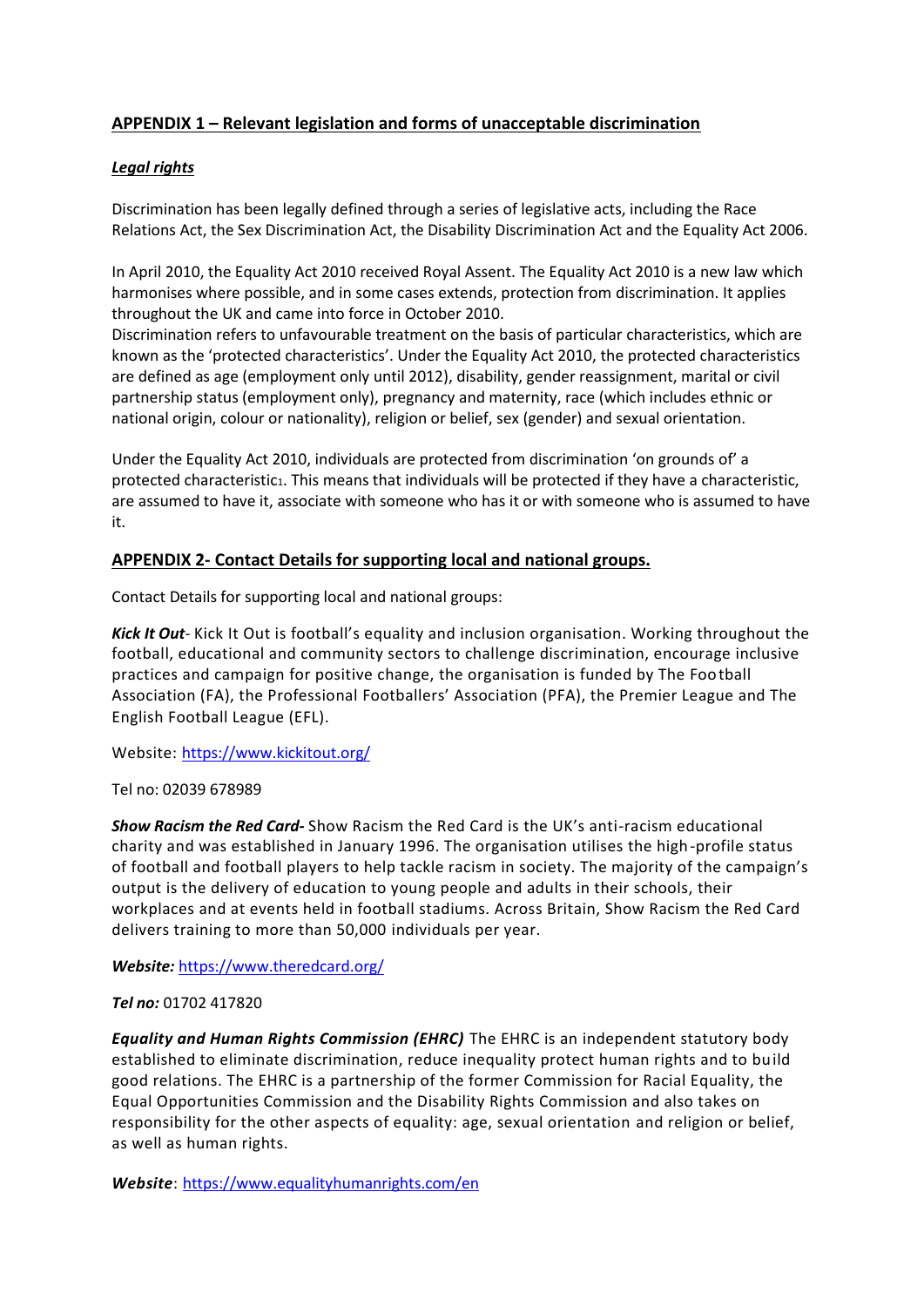## **APPENDIX 1 – Relevant legislation and forms of unacceptable discrimination**

### ***Legal rights***

Discrimination has been legally defined through a series of legislative acts, including the Race Relations Act, the Sex Discrimination Act, the Disability Discrimination Act and the Equality Act 2006.

In April 2010, the Equality Act 2010 received Royal Assent. The Equality Act 2010 is a new law which harmonises where possible, and in some cases extends, protection from discrimination. It applies throughout the UK and came into force in October 2010.
Discrimination refers to unfavourable treatment on the basis of particular characteristics, which are known as the 'protected characteristics'. Under the Equality Act 2010, the protected characteristics are defined as age (employment only until 2012), disability, gender reassignment, marital or civil partnership status (employment only), pregnancy and maternity, race (which includes ethnic or national origin, colour or nationality), religion or belief, sex (gender) and sexual orientation.

Under the Equality Act 2010, individuals are protected from discrimination 'on grounds of' a protected characteristic[1]. This means that individuals will be protected if they have a characteristic, are assumed to have it, associate with someone who has it or with someone who is assumed to have it.

## **APPENDIX 2- Contact Details for supporting local and national groups.**

Contact Details for supporting local and national groups:

***Kick It Out***- Kick It Out is football's equality and inclusion organisation. Working throughout the football, educational and community sectors to challenge discrimination, encourage inclusive practices and campaign for positive change, the organisation is funded by The Football Association (FA), the Professional Footballers' Association (PFA), the Premier League and The English Football League (EFL).

Website: https://www.kickitout.org/

Tel no: 02039 678989

***Show Racism the Red Card-*** Show Racism the Red Card is the UK's anti-racism educational charity and was established in January 1996. The organisation utilises the high-profile status of football and football players to help tackle racism in society. The majority of the campaign's output is the delivery of education to young people and adults in their schools, their workplaces and at events held in football stadiums. Across Britain, Show Racism the Red Card delivers training to more than 50,000 individuals per year.

***Website:*** https://www.theredcard.org/

***Tel no:*** 01702 417820

***Equality and Human Rights Commission (EHRC)*** The EHRC is an independent statutory body established to eliminate discrimination, reduce inequality protect human rights and to build good relations. The EHRC is a partnership of the former Commission for Racial Equality, the Equal Opportunities Commission and the Disability Rights Commission and also takes on responsibility for the other aspects of equality: age, sexual orientation and religion or belief, as well as human rights.

***Website***: https://www.equalityhumanrights.com/en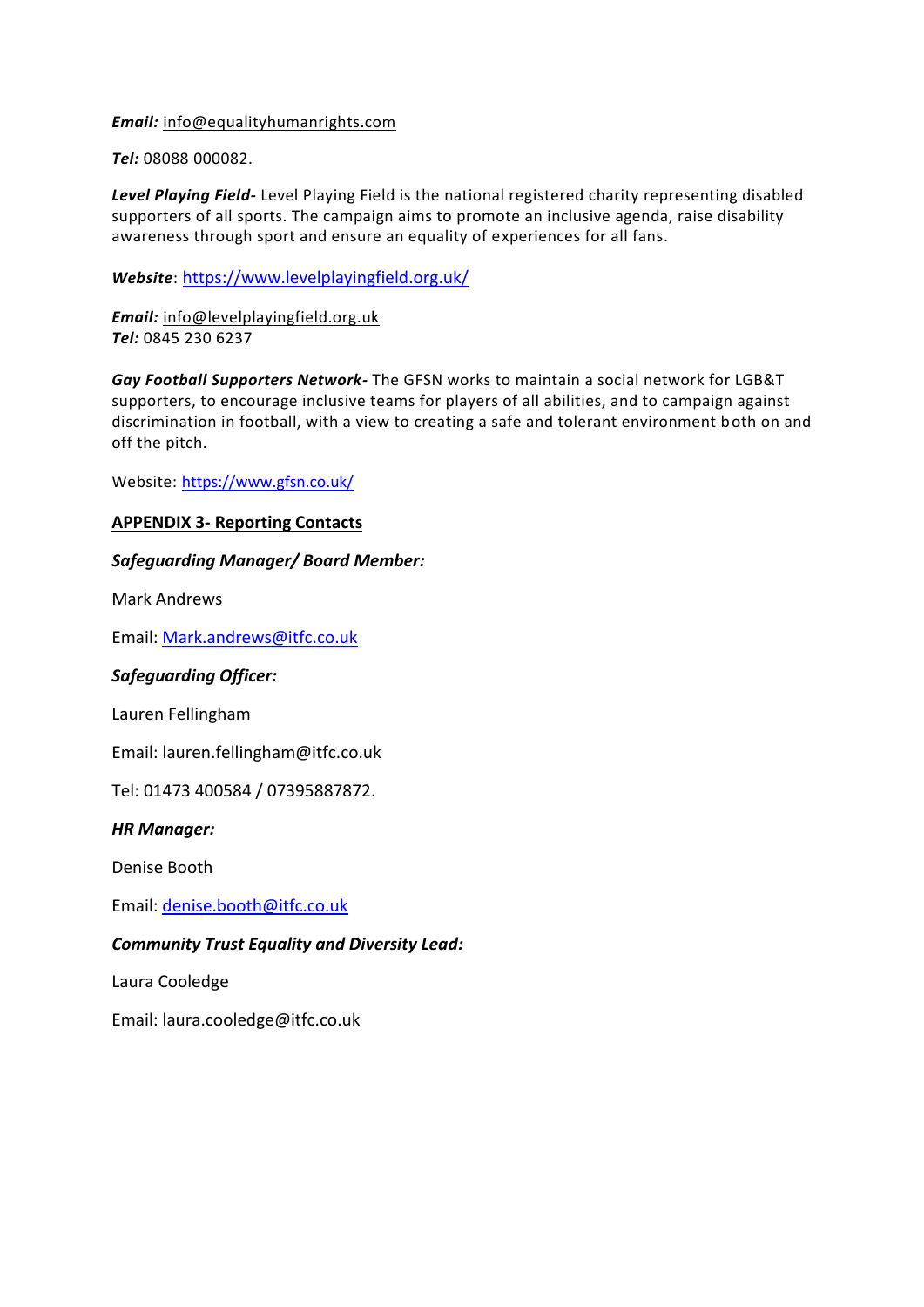***Email:*** info@equalityhumanrights.com

***Tel:*** 08088 000082.

***Level Playing Field-*** Level Playing Field is the national registered charity representing disabled supporters of all sports. The campaign aims to promote an inclusive agenda, raise disability awareness through sport and ensure an equality of experiences for all fans.

***Website***: https://www.levelplayingfield.org.uk/

***Email:*** info@levelplayingfield.org.uk
***Tel:*** 0845 230 6237

***Gay Football Supporters Network-*** The GFSN works to maintain a social network for LGB&T supporters, to encourage inclusive teams for players of all abilities, and to campaign against discrimination in football, with a view to creating a safe and tolerant environment both on and off the pitch.

Website: https://www.gfsn.co.uk/

## APPENDIX 3- Reporting Contacts

***Safeguarding Manager/ Board Member:***

Mark Andrews

Email: Mark.andrews@itfc.co.uk

***Safeguarding Officer:***

Lauren Fellingham

Email: lauren.fellingham@itfc.co.uk

Tel: 01473 400584 / 07395887872.

***HR Manager:***

Denise Booth

Email: denise.booth@itfc.co.uk

***Community Trust Equality and Diversity Lead:***

Laura Cooledge

Email: laura.cooledge@itfc.co.uk